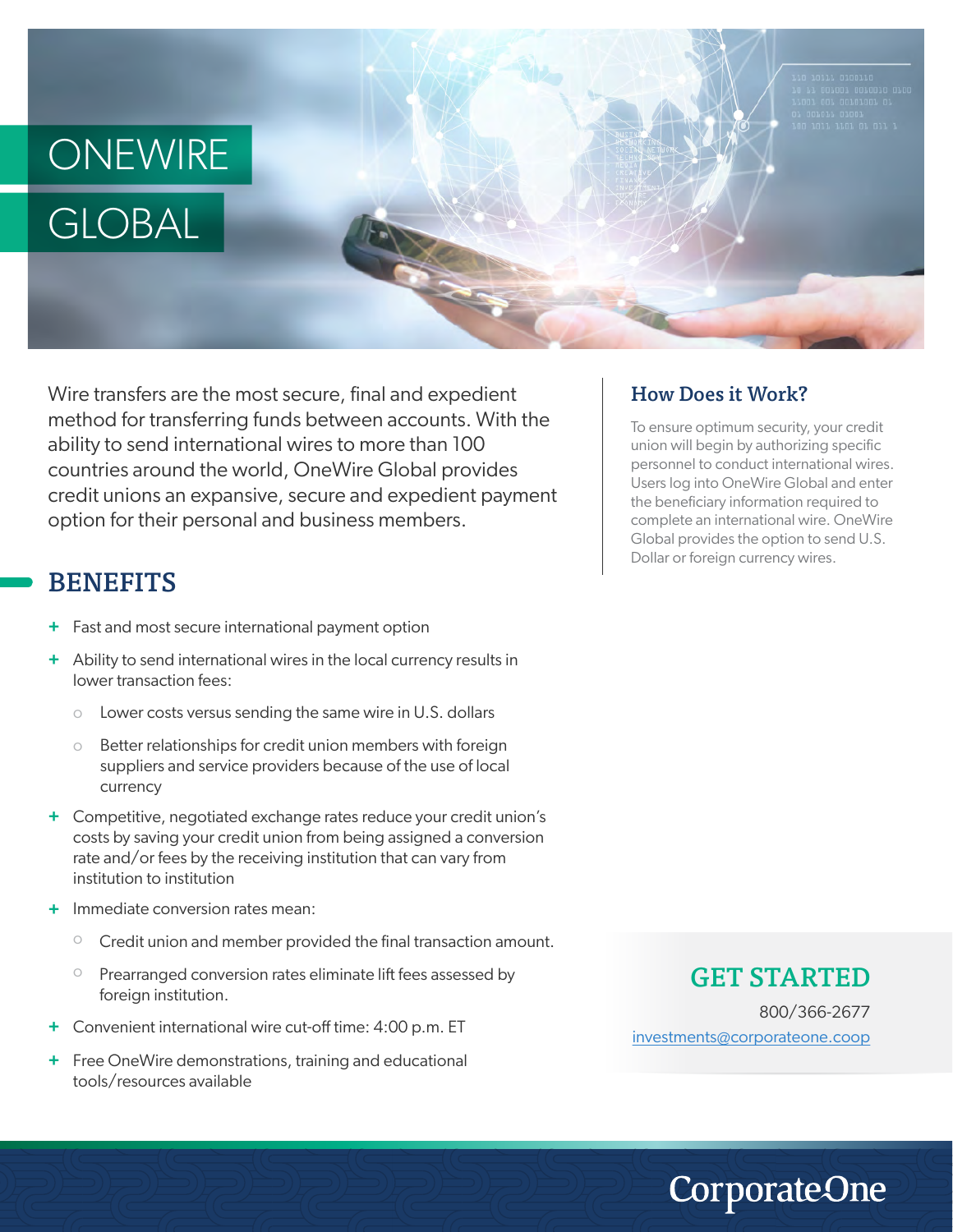# ONEWIRE GLOBAL

Wire transfers are the most secure, final and expedient method for transferring funds between accounts. With the ability to send international wires to more than 100 countries around the world, OneWire Global provides credit unions an expansive, secure and expedient payment option for their personal and business members.

## How Does it Work?

To ensure optimum security, your credit union will begin by authorizing specific personnel to conduct international wires. Users log into OneWire Global and enter the beneficiary information required to complete an international wire. OneWire Global provides the option to send U.S. Dollar or foreign currency wires.

## BENEFITS

- Fast and most secure international payment option
- Ability to send international wires in the local currency results in lower transaction fees:
  - Lower costs versus sending the same wire in U.S. dollars
  - Better relationships for credit union members with foreign suppliers and service providers because of the use of local currency
- Competitive, negotiated exchange rates reduce your credit union's costs by saving your credit union from being assigned a conversion rate and/or fees by the receiving institution that can vary from institution to institution
- Immediate conversion rates mean:
  - Credit union and member provided the final transaction amount.
  - Prearranged conversion rates eliminate lift fees assessed by foreign institution.
- Convenient international wire cut-off time: 4:00 p.m. ET
- Free OneWire demonstrations, training and educational tools/resources available

## GET STARTED

800/366-2677

investments@corporateone.coop

CorporateOne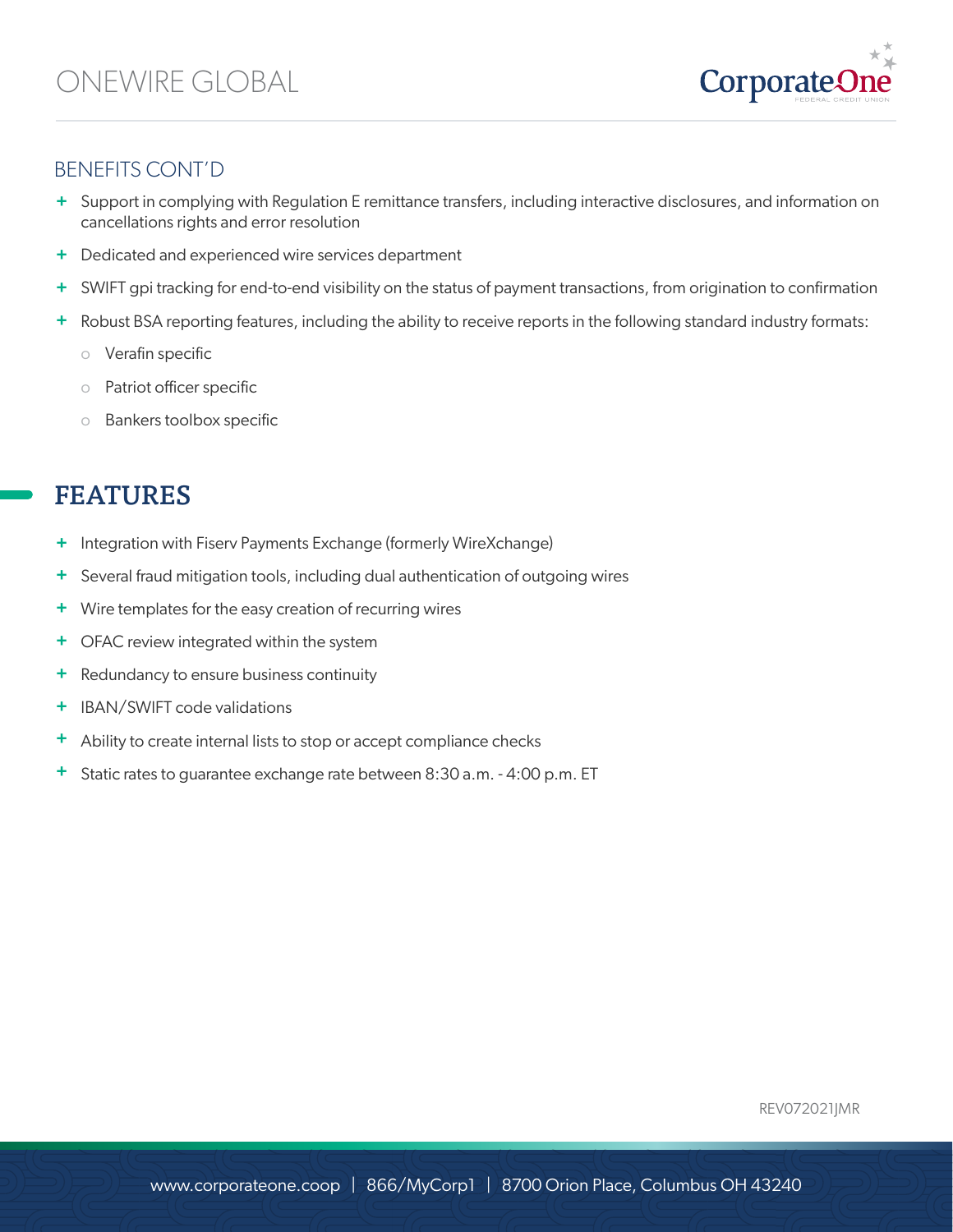## BENEFITS CONT'D

- Support in complying with Regulation E remittance transfers, including interactive disclosures, and information on cancellations rights and error resolution
- Dedicated and experienced wire services department
- SWIFT gpi tracking for end-to-end visibility on the status of payment transactions, from origination to confirmation
- Robust BSA reporting features, including the ability to receive reports in the following standard industry formats:
  - Verafin specific
  - Patriot officer specific
  - Bankers toolbox specific

# FEATURES

- Integration with Fiserv Payments Exchange (formerly WireXchange)
- Several fraud mitigation tools, including dual authentication of outgoing wires
- Wire templates for the easy creation of recurring wires
- OFAC review integrated within the system
- Redundancy to ensure business continuity
- IBAN/SWIFT code validations
- Ability to create internal lists to stop or accept compliance checks
- Static rates to guarantee exchange rate between 8:30 a.m. - 4:00 p.m. ET

REV072021JMR